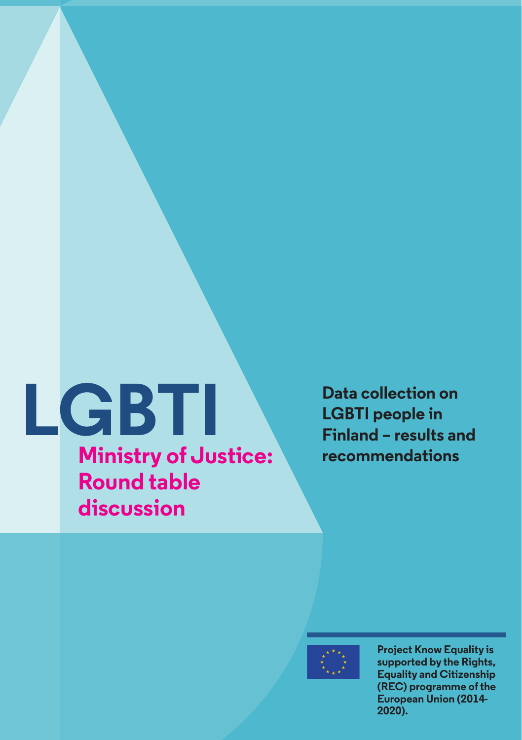# LGBTI

## Ministry of Justice: Round table discussion

## Data collection on LGBTI people in Finland – results and recommendations

Project Know Equality is supported by the Rights, Equality and Citizenship (REC) programme of the European Union (2014-2020).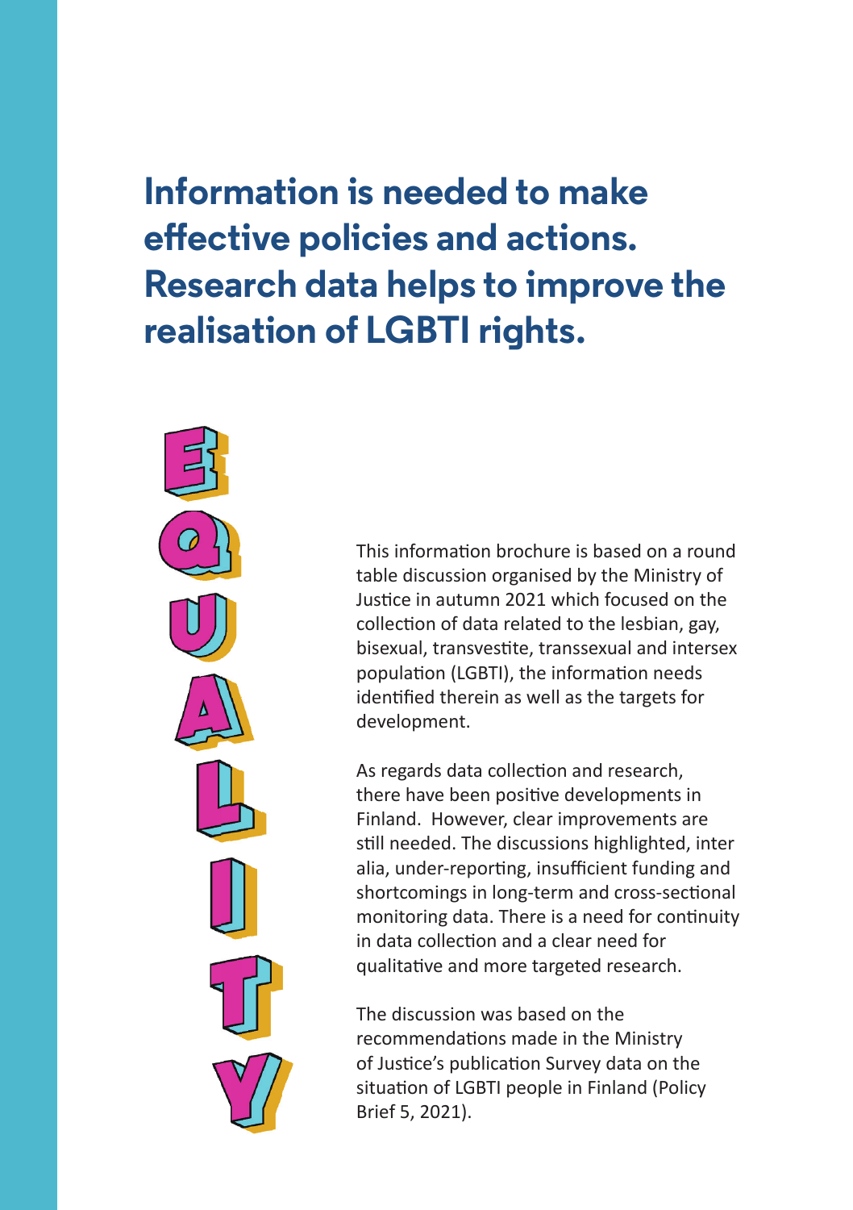# Information is needed to make effective policies and actions. Research data helps to improve the realisation of LGBTI rights.

EQUALITY

This information brochure is based on a round table discussion organised by the Ministry of Justice in autumn 2021 which focused on the collection of data related to the lesbian, gay, bisexual, transvestite, transsexual and intersex population (LGBTI), the information needs identified therein as well as the targets for development.

As regards data collection and research, there have been positive developments in Finland. However, clear improvements are still needed. The discussions highlighted, inter alia, under-reporting, insufficient funding and shortcomings in long-term and cross-sectional monitoring data. There is a need for continuity in data collection and a clear need for qualitative and more targeted research.

The discussion was based on the recommendations made in the Ministry of Justice's publication Survey data on the situation of LGBTI people in Finland (Policy Brief 5, 2021).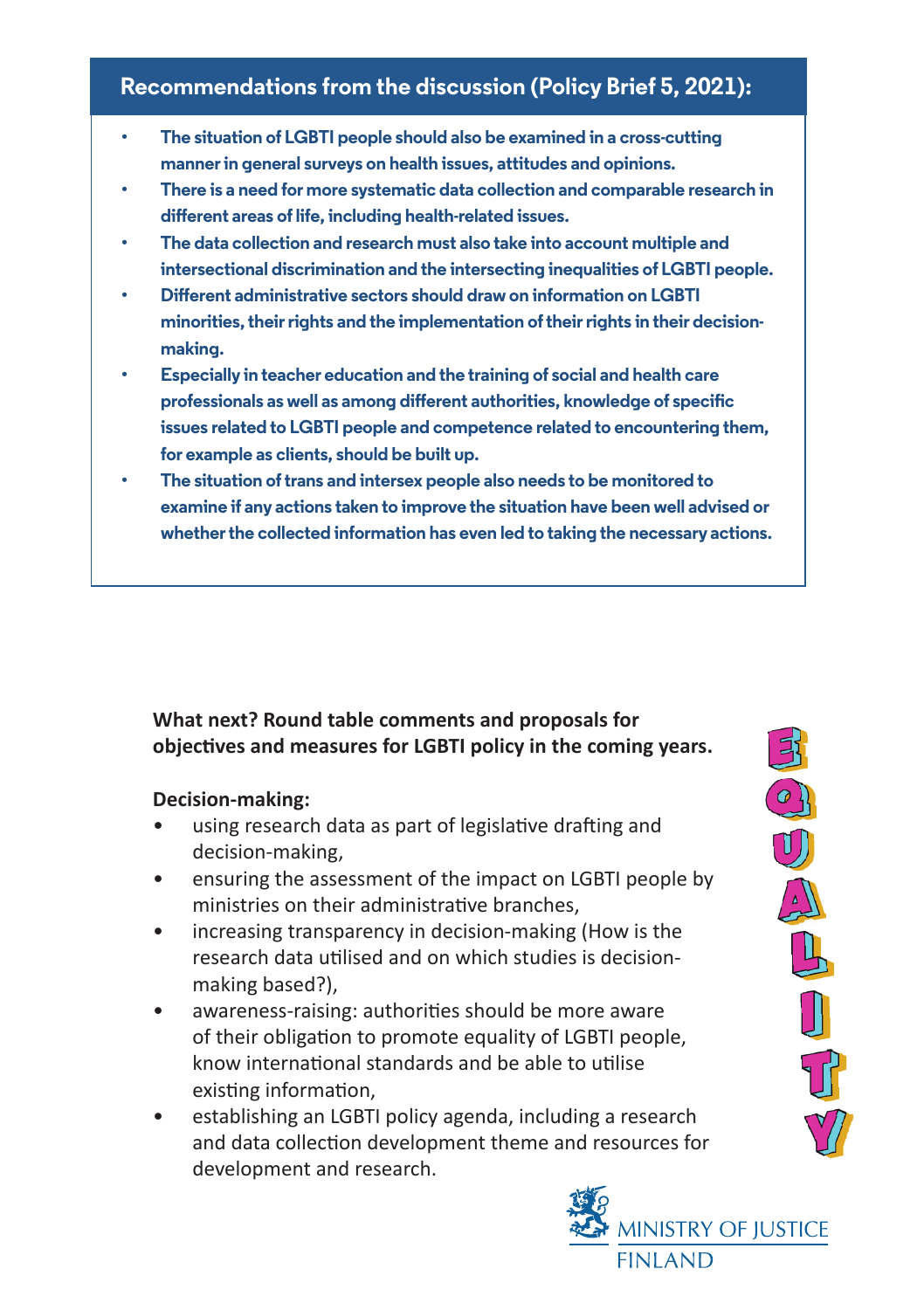## Recommendations from the discussion (Policy Brief 5, 2021):

- **The situation of LGBTI people should also be examined in a cross-cutting manner in general surveys on health issues, attitudes and opinions.**
- **There is a need for more systematic data collection and comparable research in different areas of life, including health-related issues.**
- **The data collection and research must also take into account multiple and intersectional discrimination and the intersecting inequalities of LGBTI people.**
- **Different administrative sectors should draw on information on LGBTI minorities, their rights and the implementation of their rights in their decision-making.**
- **Especially in teacher education and the training of social and health care professionals as well as among different authorities, knowledge of specific issues related to LGBTI people and competence related to encountering them, for example as clients, should be built up.**
- **The situation of trans and intersex people also needs to be monitored to examine if any actions taken to improve the situation have been well advised or whether the collected information has even led to taking the necessary actions.**

**What next? Round table comments and proposals for objectives and measures for LGBTI policy in the coming years.**

**Decision-making:**

- using research data as part of legislative drafting and decision-making,
- ensuring the assessment of the impact on LGBTI people by ministries on their administrative branches,
- increasing transparency in decision-making (How is the research data utilised and on which studies is decision-making based?),
- awareness-raising: authorities should be more aware of their obligation to promote equality of LGBTI people, know international standards and be able to utilise existing information,
- establishing an LGBTI policy agenda, including a research and data collection development theme and resources for development and research.

EQUALITY

MINISTRY OF JUSTICE
FINLAND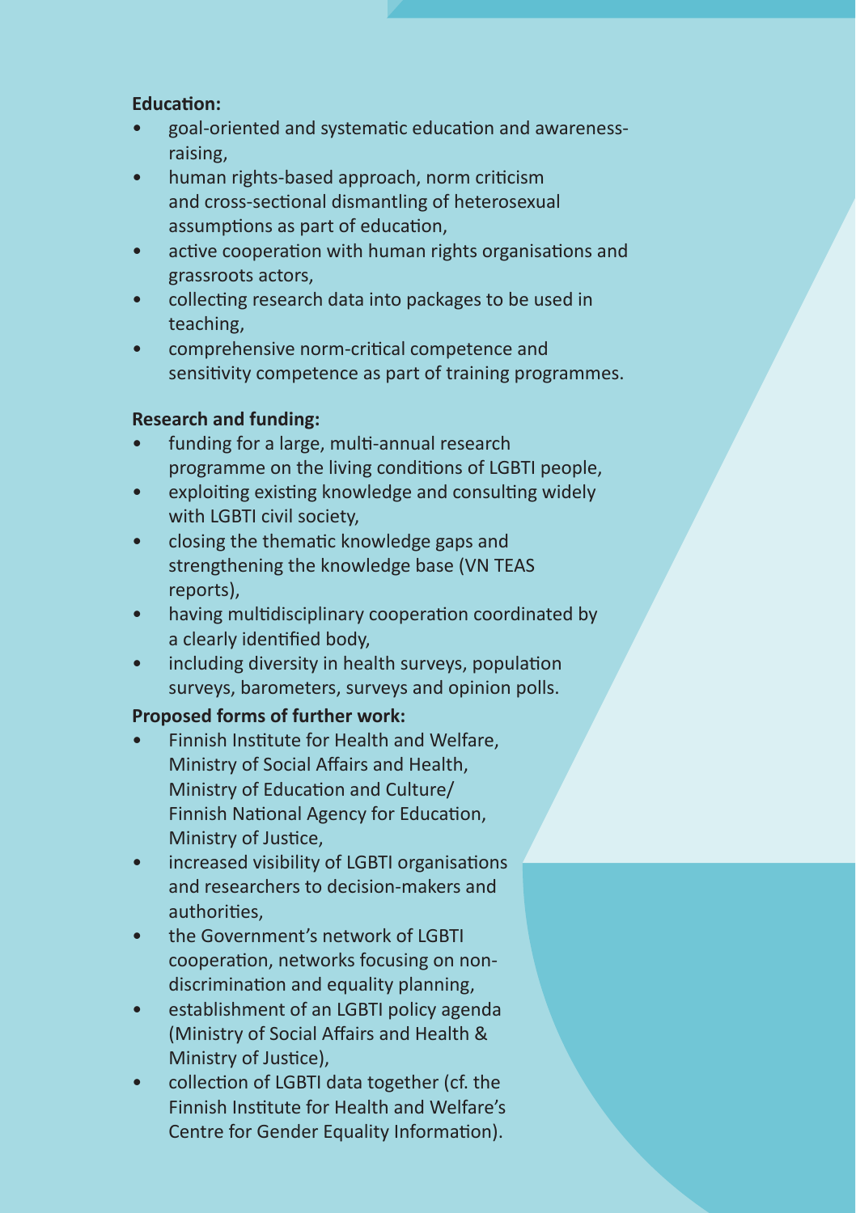**Education:**

- goal-oriented and systematic education and awareness-raising,
- human rights-based approach, norm criticism and cross-sectional dismantling of heterosexual assumptions as part of education,
- active cooperation with human rights organisations and grassroots actors,
- collecting research data into packages to be used in teaching,
- comprehensive norm-critical competence and sensitivity competence as part of training programmes.

**Research and funding:**

- funding for a large, multi-annual research programme on the living conditions of LGBTI people,
- exploiting existing knowledge and consulting widely with LGBTI civil society,
- closing the thematic knowledge gaps and strengthening the knowledge base (VN TEAS reports),
- having multidisciplinary cooperation coordinated by a clearly identified body,
- including diversity in health surveys, population surveys, barometers, surveys and opinion polls.

**Proposed forms of further work:**

- Finnish Institute for Health and Welfare, Ministry of Social Affairs and Health, Ministry of Education and Culture/ Finnish National Agency for Education, Ministry of Justice,
- increased visibility of LGBTI organisations and researchers to decision-makers and authorities,
- the Government's network of LGBTI cooperation, networks focusing on non-discrimination and equality planning,
- establishment of an LGBTI policy agenda (Ministry of Social Affairs and Health & Ministry of Justice),
- collection of LGBTI data together (cf. the Finnish Institute for Health and Welfare's Centre for Gender Equality Information).